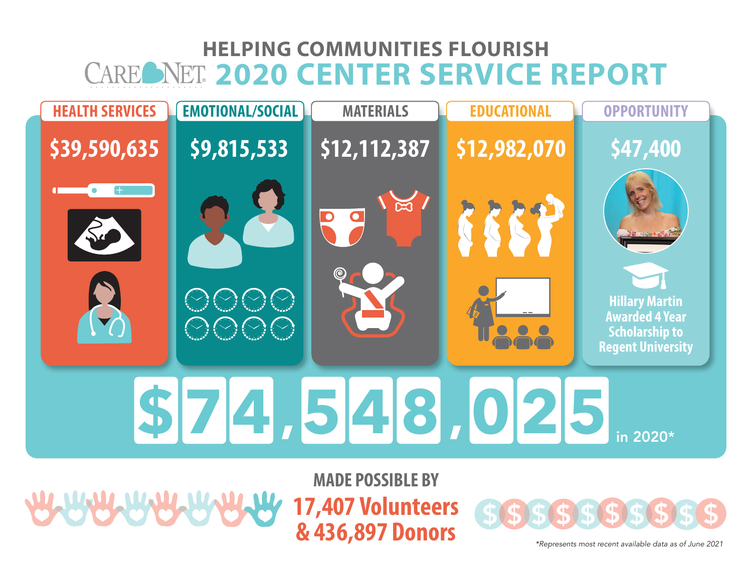# HELPING COMMUNITIES FLOURISH

# CARE NET 2020 CENTER SERVICE REPORT

## HEALTH SERVICES

$39,590,635

## EMOTIONAL/SOCIAL

$9,815,533

## MATERIALS

$12,112,387

## EDUCATIONAL

$12,982,070

## OPPORTUNITY

$47,400

Hillary Martin Awarded 4 Year Scholarship to Regent University

# $74,548,025 in 2020*

## MADE POSSIBLE BY

**17,407 Volunteers & 436,897 Donors**

*Represents most recent available data as of June 2021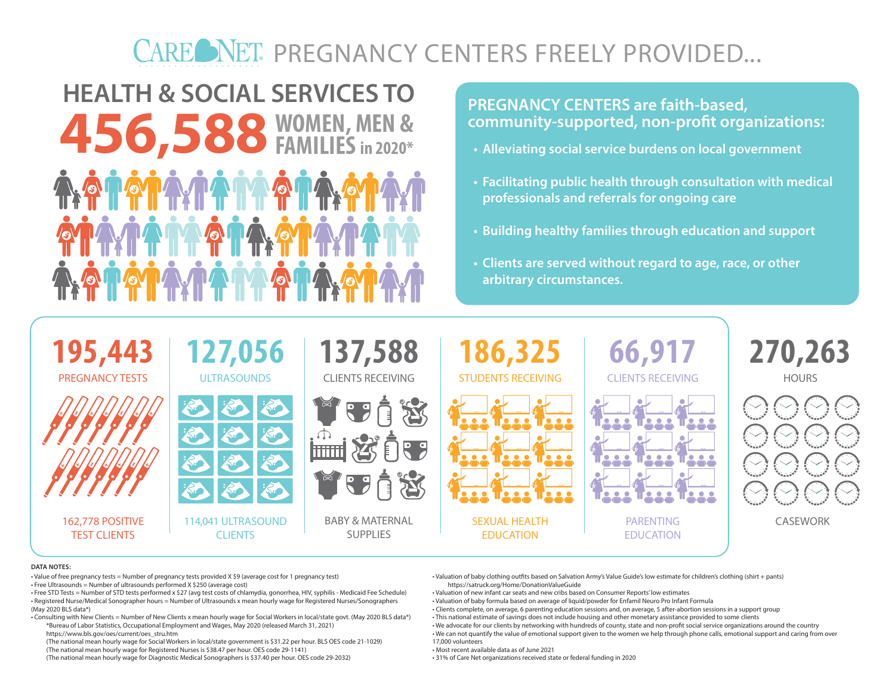# CARE NET PREGNANCY CENTERS FREELY PROVIDED...

## HEALTH & SOCIAL SERVICES TO 456,588 WOMEN, MEN & FAMILIES in 2020*

**PREGNANCY CENTERS are faith-based, community-supported, non-profit organizations:**

- Alleviating social service burdens on local government
- Facilitating public health through consultation with medical professionals and referrals for ongoing care
- Building healthy families through education and support
- Clients are served without regard to age, race, or other arbitrary circumstances.

**195,443**
PREGNANCY TESTS
162,778 POSITIVE TEST CLIENTS

**127,056**
ULTRASOUNDS
114,041 ULTRASOUND CLIENTS

**137,588**
CLIENTS RECEIVING
BABY & MATERNAL SUPPLIES

**186,325**
STUDENTS RECEIVING
SEXUAL HEALTH EDUCATION

**66,917**
CLIENTS RECEIVING
PARENTING EDUCATION

**270,263**
HOURS
CASEWORK

**DATA NOTES:**

- Value of free pregnancy tests = Number of pregnancy tests provided X $9 (average cost for 1 pregnancy test)
- Free Ultrasounds = Number of ultrasounds performed X $250 (average cost)
- Free STD Tests = Number of STD tests performed x $27 (avg test costs of chlamydia, gonorrhea, HIV, syphilis - Medicaid Fee Schedule)
- Registered Nurse/Medical Sonographer hours = Number of Ultrasounds x mean hourly wage for Registered Nurses/Sonographers (May 2020 BLS data*)
- Consulting with New Clients = Number of New Clients x mean hourly wage for Social Workers in local/state govt. (May 2020 BLS data*)
  *Bureau of Labor Statistics, Occupational Employment and Wages, May 2020 (released March 31, 2021)
  https://www.bls.gov/oes/current/oes_stru.htm
  (The national mean hourly wage for Social Workers in local/state government is $31.22 per hour. BLS OES code 21-1029)
  (The national mean hourly wage for Registered Nurses is $38.47 per hour. OES code 29-1141)
  (The national mean hourly wage for Diagnostic Medical Sonographers is $37.40 per hour. OES code 29-2032)
- Valuation of baby clothing outfits based on Salvation Army's Value Guide's low estimate for children's clothing (shirt + pants)
  https://satruck.org/Home/DonationValueGuide
- Valuation of new infant car seats and new cribs based on Consumer Reports' low estimates
- Valuation of baby formula based on average of liquid/powder for Enfamil Neuro Pro Infant Formula
- Clients complete, on average, 6 parenting education sessions and, on average, 5 after-abortion sessions in a support group
- This national estimate of savings does not include housing and other monetary assistance provided to some clients
- We advocate for our clients by networking with hundreds of county, state and non-profit social service organizations around the country
- We can not quantify the value of emotional support given to the women we help through phone calls, emotional support and caring from over 17,000 volunteers
- Most recent available data as of June 2021
- 31% of Care Net organizations received state or federal funding in 2020